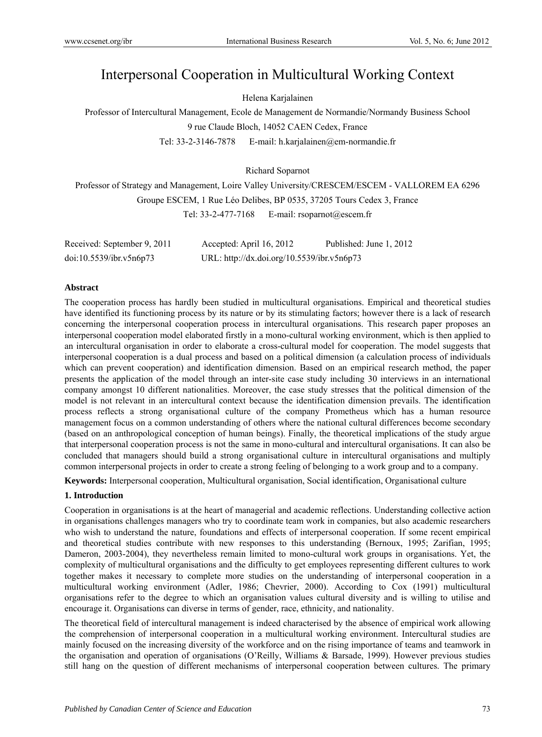# Interpersonal Cooperation in Multicultural Working Context

Helena Karjalainen

Professor of Intercultural Management, Ecole de Management de Normandie/Normandy Business School

9 rue Claude Bloch, 14052 CAEN Cedex, France

Tel: 33-2-3146-7878 E-mail: h.karjalainen@em-normandie.fr

Richard Soparnot

Professor of Strategy and Management, Loire Valley University/CRESCEM/ESCEM - VALLOREM EA 6296

Groupe ESCEM, 1 Rue Léo Delibes, BP 0535, 37205 Tours Cedex 3, France

Tel: 33-2-477-7168 E-mail: rsoparnot@escem.fr

Received: September 9, 2011 Accepted: April 16, 2012 Published: June 1, 2012

doi:10.5539/ibr.v5n6p73 URL: http://dx.doi.org/10.5539/ibr.v5n6p73

**Abstract**

The cooperation process has hardly been studied in multicultural organisations. Empirical and theoretical studies have identified its functioning process by its nature or by its stimulating factors; however there is a lack of research concerning the interpersonal cooperation process in intercultural organisations. This research paper proposes an interpersonal cooperation model elaborated firstly in a mono-cultural working environment, which is then applied to an intercultural organisation in order to elaborate a cross-cultural model for cooperation. The model suggests that interpersonal cooperation is a dual process and based on a political dimension (a calculation process of individuals which can prevent cooperation) and identification dimension. Based on an empirical research method, the paper presents the application of the model through an inter-site case study including 30 interviews in an international company amongst 10 different nationalities. Moreover, the case study stresses that the political dimension of the model is not relevant in an intercultural context because the identification dimension prevails. The identification process reflects a strong organisational culture of the company Prometheus which has a human resource management focus on a common understanding of others where the national cultural differences become secondary (based on an anthropological conception of human beings). Finally, the theoretical implications of the study argue that interpersonal cooperation process is not the same in mono-cultural and intercultural organisations. It can also be concluded that managers should build a strong organisational culture in intercultural organisations and multiply common interpersonal projects in order to create a strong feeling of belonging to a work group and to a company.

**Keywords:** Interpersonal cooperation, Multicultural organisation, Social identification, Organisational culture

## 1. Introduction

Cooperation in organisations is at the heart of managerial and academic reflections. Understanding collective action in organisations challenges managers who try to coordinate team work in companies, but also academic researchers who wish to understand the nature, foundations and effects of interpersonal cooperation. If some recent empirical and theoretical studies contribute with new responses to this understanding (Bernoux, 1995; Zarifian, 1995; Dameron, 2003-2004), they nevertheless remain limited to mono-cultural work groups in organisations. Yet, the complexity of multicultural organisations and the difficulty to get employees representing different cultures to work together makes it necessary to complete more studies on the understanding of interpersonal cooperation in a multicultural working environment (Adler, 1986; Chevrier, 2000). According to Cox (1991) multicultural organisations refer to the degree to which an organisation values cultural diversity and is willing to utilise and encourage it. Organisations can diverse in terms of gender, race, ethnicity, and nationality.

The theoretical field of intercultural management is indeed characterised by the absence of empirical work allowing the comprehension of interpersonal cooperation in a multicultural working environment. Intercultural studies are mainly focused on the increasing diversity of the workforce and on the rising importance of teams and teamwork in the organisation and operation of organisations (O'Reilly, Williams & Barsade, 1999). However previous studies still hang on the question of different mechanisms of interpersonal cooperation between cultures. The primary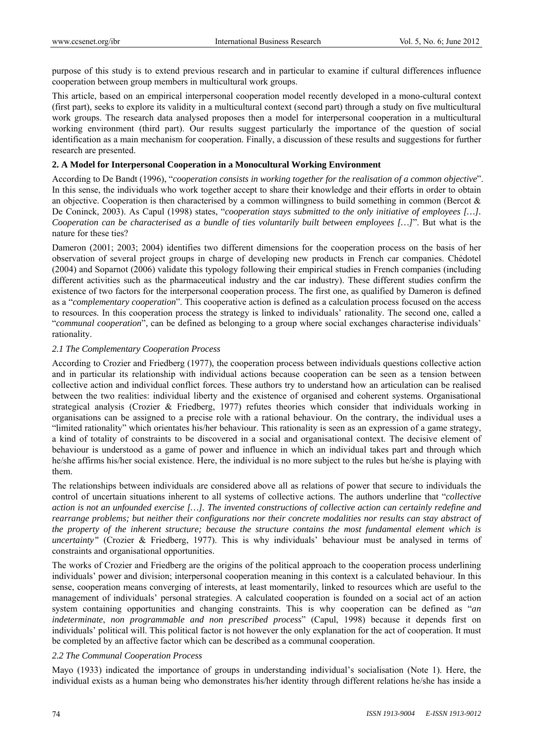purpose of this study is to extend previous research and in particular to examine if cultural differences influence cooperation between group members in multicultural work groups.

This article, based on an empirical interpersonal cooperation model recently developed in a mono-cultural context (first part), seeks to explore its validity in a multicultural context (second part) through a study on five multicultural work groups. The research data analysed proposes then a model for interpersonal cooperation in a multicultural working environment (third part). Our results suggest particularly the importance of the question of social identification as a main mechanism for cooperation. Finally, a discussion of these results and suggestions for further research are presented.

## 2. A Model for Interpersonal Cooperation in a Monocultural Working Environment

According to De Bandt (1996), "*cooperation consists in working together for the realisation of a common objective*". In this sense, the individuals who work together accept to share their knowledge and their efforts in order to obtain an objective. Cooperation is then characterised by a common willingness to build something in common (Bercot & De Coninck, 2003). As Capul (1998) states, "*cooperation stays submitted to the only initiative of employees […]. Cooperation can be characterised as a bundle of ties voluntarily built between employees […]*". But what is the nature for these ties?

Dameron (2001; 2003; 2004) identifies two different dimensions for the cooperation process on the basis of her observation of several project groups in charge of developing new products in French car companies. Chédotel (2004) and Soparnot (2006) validate this typology following their empirical studies in French companies (including different activities such as the pharmaceutical industry and the car industry). These different studies confirm the existence of two factors for the interpersonal cooperation process. The first one, as qualified by Dameron is defined as a "*complementary cooperation*". This cooperative action is defined as a calculation process focused on the access to resources. In this cooperation process the strategy is linked to individuals' rationality. The second one, called a "*communal cooperation*", can be defined as belonging to a group where social exchanges characterise individuals' rationality.

### *2.1 The Complementary Cooperation Process*

According to Crozier and Friedberg (1977), the cooperation process between individuals questions collective action and in particular its relationship with individual actions because cooperation can be seen as a tension between collective action and individual conflict forces. These authors try to understand how an articulation can be realised between the two realities: individual liberty and the existence of organised and coherent systems. Organisational strategical analysis (Crozier & Friedberg, 1977) refutes theories which consider that individuals working in organisations can be assigned to a precise role with a rational behaviour. On the contrary, the individual uses a "limited rationality" which orientates his/her behaviour. This rationality is seen as an expression of a game strategy, a kind of totality of constraints to be discovered in a social and organisational context. The decisive element of behaviour is understood as a game of power and influence in which an individual takes part and through which he/she affirms his/her social existence. Here, the individual is no more subject to the rules but he/she is playing with them.

The relationships between individuals are considered above all as relations of power that secure to individuals the control of uncertain situations inherent to all systems of collective actions. The authors underline that "*collective action is not an unfounded exercise […]. The invented constructions of collective action can certainly redefine and rearrange problems; but neither their configurations nor their concrete modalities nor results can stay abstract of the property of the inherent structure; because the structure contains the most fundamental element which is uncertainty"* (Crozier & Friedberg, 1977). This is why individuals' behaviour must be analysed in terms of constraints and organisational opportunities.

The works of Crozier and Friedberg are the origins of the political approach to the cooperation process underlining individuals' power and division; interpersonal cooperation meaning in this context is a calculated behaviour. In this sense, cooperation means converging of interests, at least momentarily, linked to resources which are useful to the management of individuals' personal strategies. A calculated cooperation is founded on a social act of an action system containing opportunities and changing constraints. This is why cooperation can be defined as "*an indeterminate, non programmable and non prescribed process*" (Capul, 1998) because it depends first on individuals' political will. This political factor is not however the only explanation for the act of cooperation. It must be completed by an affective factor which can be described as a communal cooperation.

### *2.2 The Communal Cooperation Process*

Mayo (1933) indicated the importance of groups in understanding individual's socialisation (Note 1). Here, the individual exists as a human being who demonstrates his/her identity through different relations he/she has inside a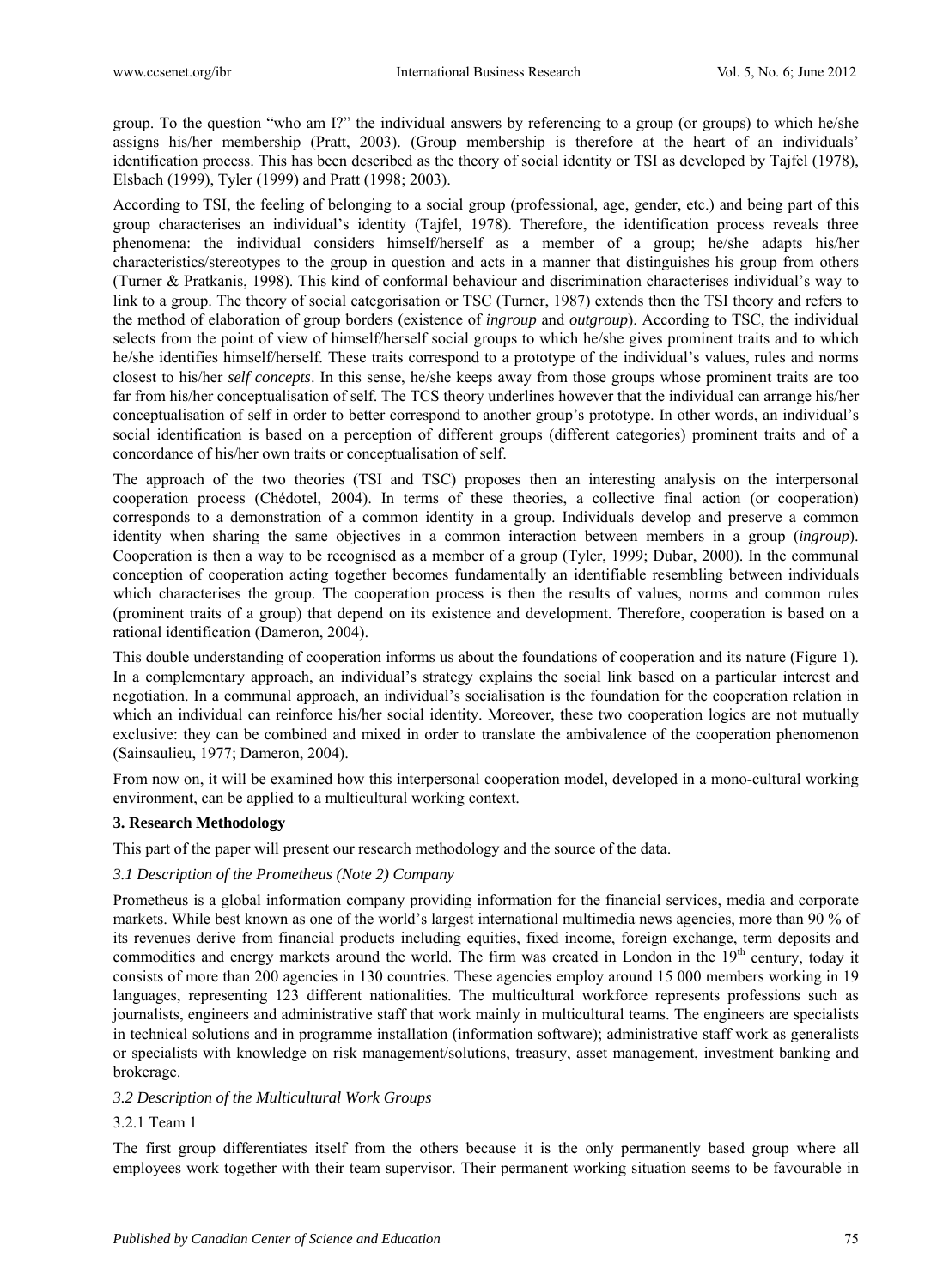group. To the question "who am I?" the individual answers by referencing to a group (or groups) to which he/she assigns his/her membership (Pratt, 2003). (Group membership is therefore at the heart of an individuals' identification process. This has been described as the theory of social identity or TSI as developed by Tajfel (1978), Elsbach (1999), Tyler (1999) and Pratt (1998; 2003).

According to TSI, the feeling of belonging to a social group (professional, age, gender, etc.) and being part of this group characterises an individual's identity (Tajfel, 1978). Therefore, the identification process reveals three phenomena: the individual considers himself/herself as a member of a group; he/she adapts his/her characteristics/stereotypes to the group in question and acts in a manner that distinguishes his group from others (Turner & Pratkanis, 1998). This kind of conformal behaviour and discrimination characterises individual's way to link to a group. The theory of social categorisation or TSC (Turner, 1987) extends then the TSI theory and refers to the method of elaboration of group borders (existence of *ingroup* and *outgroup*). According to TSC, the individual selects from the point of view of himself/herself social groups to which he/she gives prominent traits and to which he/she identifies himself/herself. These traits correspond to a prototype of the individual's values, rules and norms closest to his/her *self concepts*. In this sense, he/she keeps away from those groups whose prominent traits are too far from his/her conceptualisation of self. The TCS theory underlines however that the individual can arrange his/her conceptualisation of self in order to better correspond to another group's prototype. In other words, an individual's social identification is based on a perception of different groups (different categories) prominent traits and of a concordance of his/her own traits or conceptualisation of self.

The approach of the two theories (TSI and TSC) proposes then an interesting analysis on the interpersonal cooperation process (Chédotel, 2004). In terms of these theories, a collective final action (or cooperation) corresponds to a demonstration of a common identity in a group. Individuals develop and preserve a common identity when sharing the same objectives in a common interaction between members in a group (*ingroup*). Cooperation is then a way to be recognised as a member of a group (Tyler, 1999; Dubar, 2000). In the communal conception of cooperation acting together becomes fundamentally an identifiable resembling between individuals which characterises the group. The cooperation process is then the results of values, norms and common rules (prominent traits of a group) that depend on its existence and development. Therefore, cooperation is based on a rational identification (Dameron, 2004).

This double understanding of cooperation informs us about the foundations of cooperation and its nature (Figure 1). In a complementary approach, an individual's strategy explains the social link based on a particular interest and negotiation. In a communal approach, an individual's socialisation is the foundation for the cooperation relation in which an individual can reinforce his/her social identity. Moreover, these two cooperation logics are not mutually exclusive: they can be combined and mixed in order to translate the ambivalence of the cooperation phenomenon (Sainsaulieu, 1977; Dameron, 2004).

From now on, it will be examined how this interpersonal cooperation model, developed in a mono-cultural working environment, can be applied to a multicultural working context.

## 3. Research Methodology

This part of the paper will present our research methodology and the source of the data.

### *3.1 Description of the Prometheus (Note 2) Company*

Prometheus is a global information company providing information for the financial services, media and corporate markets. While best known as one of the world's largest international multimedia news agencies, more than 90 % of its revenues derive from financial products including equities, fixed income, foreign exchange, term deposits and commodities and energy markets around the world. The firm was created in London in the 19th century, today it consists of more than 200 agencies in 130 countries. These agencies employ around 15 000 members working in 19 languages, representing 123 different nationalities. The multicultural workforce represents professions such as journalists, engineers and administrative staff that work mainly in multicultural teams. The engineers are specialists in technical solutions and in programme installation (information software); administrative staff work as generalists or specialists with knowledge on risk management/solutions, treasury, asset management, investment banking and brokerage.

### *3.2 Description of the Multicultural Work Groups*

#### 3.2.1 Team 1

The first group differentiates itself from the others because it is the only permanently based group where all employees work together with their team supervisor. Their permanent working situation seems to be favourable in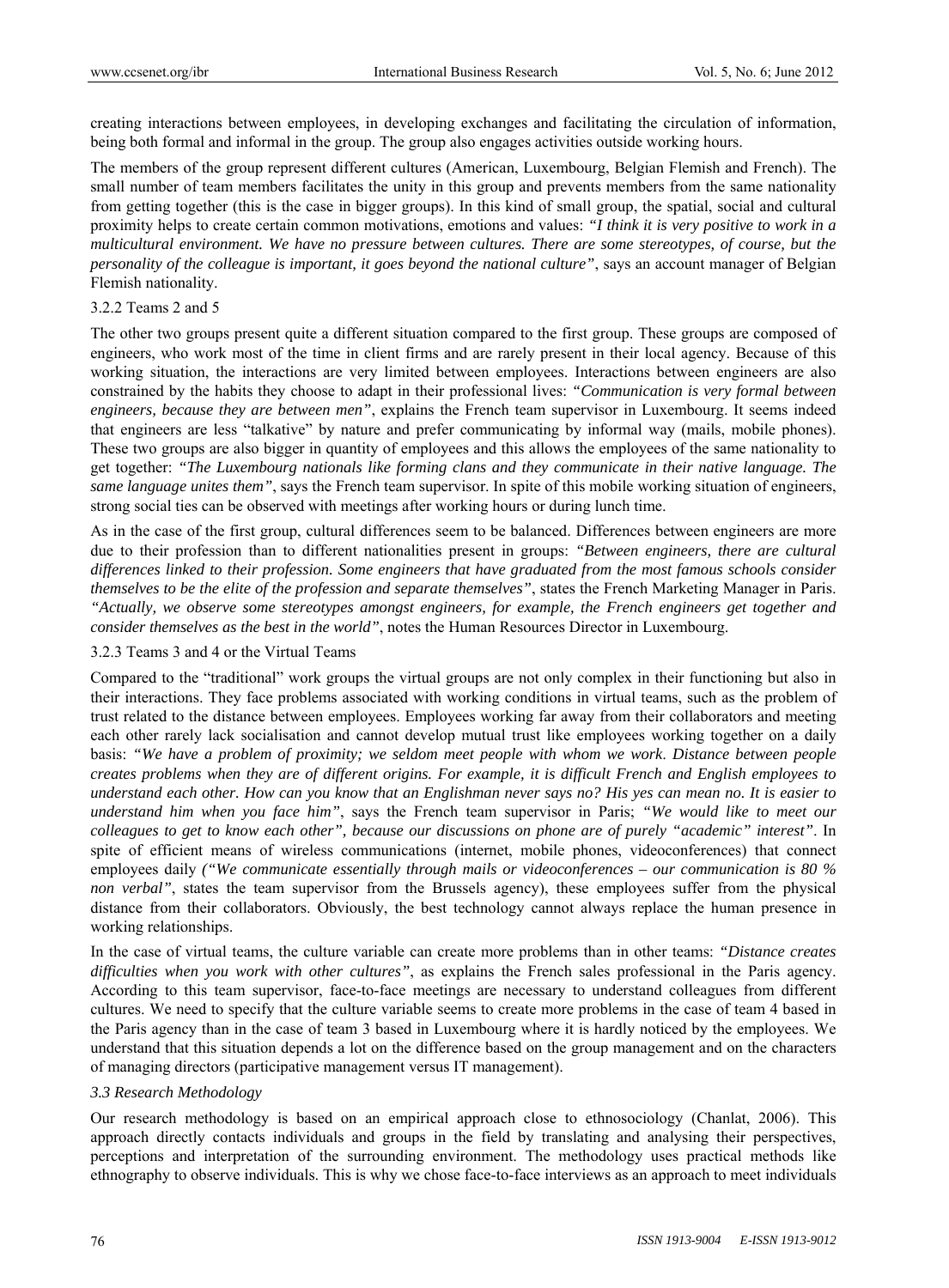creating interactions between employees, in developing exchanges and facilitating the circulation of information, being both formal and informal in the group. The group also engages activities outside working hours.

The members of the group represent different cultures (American, Luxembourg, Belgian Flemish and French). The small number of team members facilitates the unity in this group and prevents members from the same nationality from getting together (this is the case in bigger groups). In this kind of small group, the spatial, social and cultural proximity helps to create certain common motivations, emotions and values: *"I think it is very positive to work in a multicultural environment. We have no pressure between cultures. There are some stereotypes, of course, but the personality of the colleague is important, it goes beyond the national culture"*, says an account manager of Belgian Flemish nationality.

#### 3.2.2 Teams 2 and 5

The other two groups present quite a different situation compared to the first group. These groups are composed of engineers, who work most of the time in client firms and are rarely present in their local agency. Because of this working situation, the interactions are very limited between employees. Interactions between engineers are also constrained by the habits they choose to adapt in their professional lives: *"Communication is very formal between engineers, because they are between men"*, explains the French team supervisor in Luxembourg. It seems indeed that engineers are less "talkative" by nature and prefer communicating by informal way (mails, mobile phones). These two groups are also bigger in quantity of employees and this allows the employees of the same nationality to get together: *"The Luxembourg nationals like forming clans and they communicate in their native language. The same language unites them"*, says the French team supervisor. In spite of this mobile working situation of engineers, strong social ties can be observed with meetings after working hours or during lunch time.

As in the case of the first group, cultural differences seem to be balanced. Differences between engineers are more due to their profession than to different nationalities present in groups: *"Between engineers, there are cultural differences linked to their profession. Some engineers that have graduated from the most famous schools consider themselves to be the elite of the profession and separate themselves"*, states the French Marketing Manager in Paris. *"Actually, we observe some stereotypes amongst engineers, for example, the French engineers get together and consider themselves as the best in the world"*, notes the Human Resources Director in Luxembourg.

#### 3.2.3 Teams 3 and 4 or the Virtual Teams

Compared to the "traditional" work groups the virtual groups are not only complex in their functioning but also in their interactions. They face problems associated with working conditions in virtual teams, such as the problem of trust related to the distance between employees. Employees working far away from their collaborators and meeting each other rarely lack socialisation and cannot develop mutual trust like employees working together on a daily basis: *"We have a problem of proximity; we seldom meet people with whom we work. Distance between people creates problems when they are of different origins. For example, it is difficult French and English employees to understand each other. How can you know that an Englishman never says no? His yes can mean no. It is easier to understand him when you face him"*, says the French team supervisor in Paris; *"We would like to meet our colleagues to get to know each other", because our discussions on phone are of purely "academic" interest"*. In spite of efficient means of wireless communications (internet, mobile phones, videoconferences) that connect employees daily *("We communicate essentially through mails or videoconferences – our communication is 80 % non verbal"*, states the team supervisor from the Brussels agency), these employees suffer from the physical distance from their collaborators. Obviously, the best technology cannot always replace the human presence in working relationships.

In the case of virtual teams, the culture variable can create more problems than in other teams: *"Distance creates difficulties when you work with other cultures"*, as explains the French sales professional in the Paris agency. According to this team supervisor, face-to-face meetings are necessary to understand colleagues from different cultures. We need to specify that the culture variable seems to create more problems in the case of team 4 based in the Paris agency than in the case of team 3 based in Luxembourg where it is hardly noticed by the employees. We understand that this situation depends a lot on the difference based on the group management and on the characters of managing directors (participative management versus IT management).

### *3.3 Research Methodology*

Our research methodology is based on an empirical approach close to ethnosociology (Chanlat, 2006). This approach directly contacts individuals and groups in the field by translating and analysing their perspectives, perceptions and interpretation of the surrounding environment. The methodology uses practical methods like ethnography to observe individuals. This is why we chose face-to-face interviews as an approach to meet individuals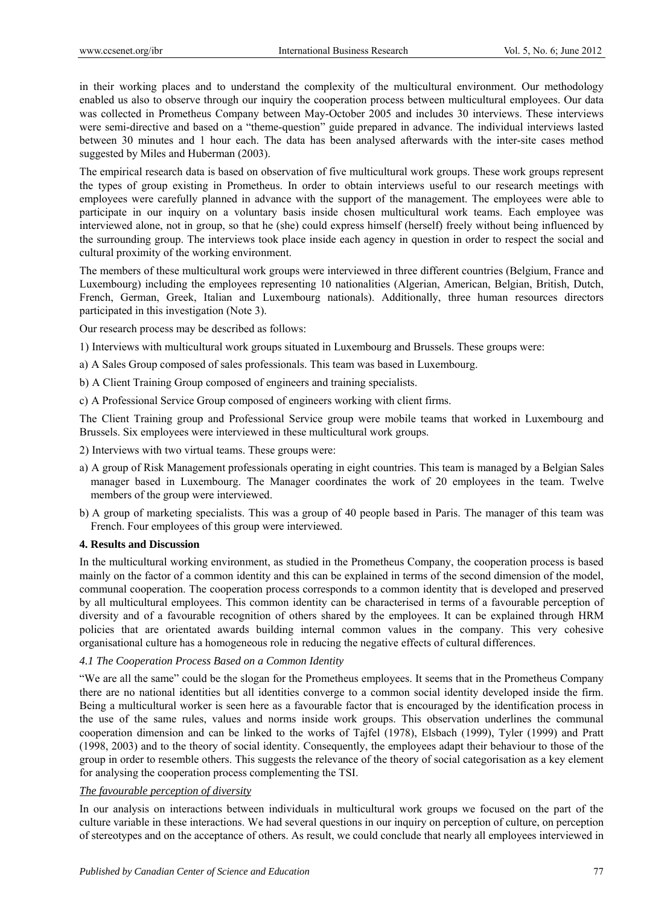in their working places and to understand the complexity of the multicultural environment. Our methodology enabled us also to observe through our inquiry the cooperation process between multicultural employees. Our data was collected in Prometheus Company between May-October 2005 and includes 30 interviews. These interviews were semi-directive and based on a "theme-question" guide prepared in advance. The individual interviews lasted between 30 minutes and 1 hour each. The data has been analysed afterwards with the inter-site cases method suggested by Miles and Huberman (2003).

The empirical research data is based on observation of five multicultural work groups. These work groups represent the types of group existing in Prometheus. In order to obtain interviews useful to our research meetings with employees were carefully planned in advance with the support of the management. The employees were able to participate in our inquiry on a voluntary basis inside chosen multicultural work teams. Each employee was interviewed alone, not in group, so that he (she) could express himself (herself) freely without being influenced by the surrounding group. The interviews took place inside each agency in question in order to respect the social and cultural proximity of the working environment.

The members of these multicultural work groups were interviewed in three different countries (Belgium, France and Luxembourg) including the employees representing 10 nationalities (Algerian, American, Belgian, British, Dutch, French, German, Greek, Italian and Luxembourg nationals). Additionally, three human resources directors participated in this investigation (Note 3).

Our research process may be described as follows:

1) Interviews with multicultural work groups situated in Luxembourg and Brussels. These groups were:

a) A Sales Group composed of sales professionals. This team was based in Luxembourg.

b) A Client Training Group composed of engineers and training specialists.

c) A Professional Service Group composed of engineers working with client firms.

The Client Training group and Professional Service group were mobile teams that worked in Luxembourg and Brussels. Six employees were interviewed in these multicultural work groups.

2) Interviews with two virtual teams. These groups were:

a) A group of Risk Management professionals operating in eight countries. This team is managed by a Belgian Sales manager based in Luxembourg. The Manager coordinates the work of 20 employees in the team. Twelve members of the group were interviewed.

b) A group of marketing specialists. This was a group of 40 people based in Paris. The manager of this team was French. Four employees of this group were interviewed.

## 4. Results and Discussion

In the multicultural working environment, as studied in the Prometheus Company, the cooperation process is based mainly on the factor of a common identity and this can be explained in terms of the second dimension of the model, communal cooperation. The cooperation process corresponds to a common identity that is developed and preserved by all multicultural employees. This common identity can be characterised in terms of a favourable perception of diversity and of a favourable recognition of others shared by the employees. It can be explained through HRM policies that are orientated awards building internal common values in the company. This very cohesive organisational culture has a homogeneous role in reducing the negative effects of cultural differences.

### *4.1 The Cooperation Process Based on a Common Identity*

"We are all the same" could be the slogan for the Prometheus employees. It seems that in the Prometheus Company there are no national identities but all identities converge to a common social identity developed inside the firm. Being a multicultural worker is seen here as a favourable factor that is encouraged by the identification process in the use of the same rules, values and norms inside work groups. This observation underlines the communal cooperation dimension and can be linked to the works of Tajfel (1978), Elsbach (1999), Tyler (1999) and Pratt (1998, 2003) and to the theory of social identity. Consequently, the employees adapt their behaviour to those of the group in order to resemble others. This suggests the relevance of the theory of social categorisation as a key element for analysing the cooperation process complementing the TSI.

*The favourable perception of diversity*

In our analysis on interactions between individuals in multicultural work groups we focused on the part of the culture variable in these interactions. We had several questions in our inquiry on perception of culture, on perception of stereotypes and on the acceptance of others. As result, we could conclude that nearly all employees interviewed in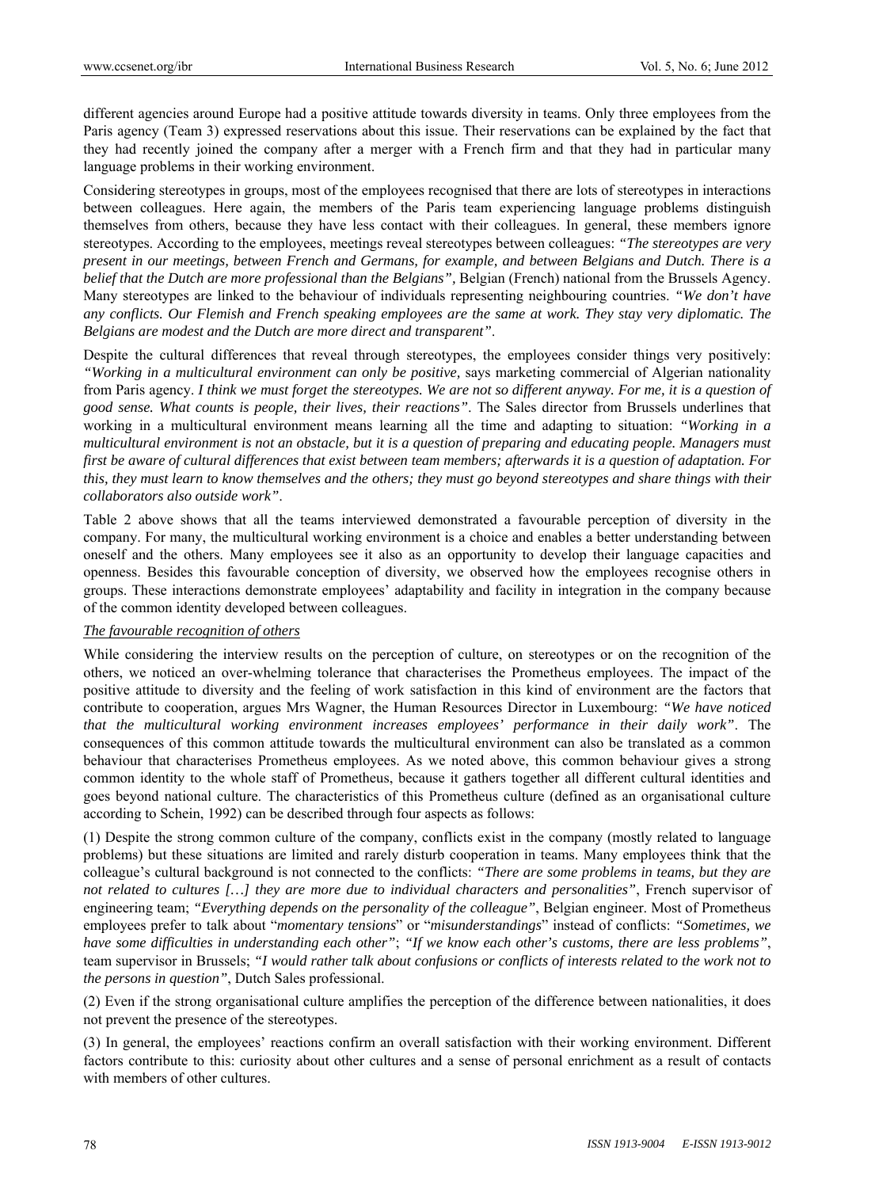different agencies around Europe had a positive attitude towards diversity in teams. Only three employees from the Paris agency (Team 3) expressed reservations about this issue. Their reservations can be explained by the fact that they had recently joined the company after a merger with a French firm and that they had in particular many language problems in their working environment.

Considering stereotypes in groups, most of the employees recognised that there are lots of stereotypes in interactions between colleagues. Here again, the members of the Paris team experiencing language problems distinguish themselves from others, because they have less contact with their colleagues. In general, these members ignore stereotypes. According to the employees, meetings reveal stereotypes between colleagues: *"The stereotypes are very present in our meetings, between French and Germans, for example, and between Belgians and Dutch. There is a belief that the Dutch are more professional than the Belgians"*, Belgian (French) national from the Brussels Agency. Many stereotypes are linked to the behaviour of individuals representing neighbouring countries. *"We don't have any conflicts. Our Flemish and French speaking employees are the same at work. They stay very diplomatic. The Belgians are modest and the Dutch are more direct and transparent"*.

Despite the cultural differences that reveal through stereotypes, the employees consider things very positively: *"Working in a multicultural environment can only be positive,* says marketing commercial of Algerian nationality from Paris agency. *I think we must forget the stereotypes. We are not so different anyway. For me, it is a question of good sense. What counts is people, their lives, their reactions"*. The Sales director from Brussels underlines that working in a multicultural environment means learning all the time and adapting to situation: *"Working in a multicultural environment is not an obstacle, but it is a question of preparing and educating people. Managers must first be aware of cultural differences that exist between team members; afterwards it is a question of adaptation. For this, they must learn to know themselves and the others; they must go beyond stereotypes and share things with their collaborators also outside work"*.

Table 2 above shows that all the teams interviewed demonstrated a favourable perception of diversity in the company. For many, the multicultural working environment is a choice and enables a better understanding between oneself and the others. Many employees see it also as an opportunity to develop their language capacities and openness. Besides this favourable conception of diversity, we observed how the employees recognise others in groups. These interactions demonstrate employees' adaptability and facility in integration in the company because of the common identity developed between colleagues.

***The favourable recognition of others***

While considering the interview results on the perception of culture, on stereotypes or on the recognition of the others, we noticed an over-whelming tolerance that characterises the Prometheus employees. The impact of the positive attitude to diversity and the feeling of work satisfaction in this kind of environment are the factors that contribute to cooperation, argues Mrs Wagner, the Human Resources Director in Luxembourg: *"We have noticed that the multicultural working environment increases employees' performance in their daily work"*. The consequences of this common attitude towards the multicultural environment can also be translated as a common behaviour that characterises Prometheus employees. As we noted above, this common behaviour gives a strong common identity to the whole staff of Prometheus, because it gathers together all different cultural identities and goes beyond national culture. The characteristics of this Prometheus culture (defined as an organisational culture according to Schein, 1992) can be described through four aspects as follows:

(1) Despite the strong common culture of the company, conflicts exist in the company (mostly related to language problems) but these situations are limited and rarely disturb cooperation in teams. Many employees think that the colleague's cultural background is not connected to the conflicts: *"There are some problems in teams, but they are not related to cultures […] they are more due to individual characters and personalities"*, French supervisor of engineering team; *"Everything depends on the personality of the colleague"*, Belgian engineer. Most of Prometheus employees prefer to talk about "*momentary tensions*" or "*misunderstandings*" instead of conflicts: *"Sometimes, we have some difficulties in understanding each other"*; *"If we know each other's customs, there are less problems"*, team supervisor in Brussels; *"I would rather talk about confusions or conflicts of interests related to the work not to the persons in question"*, Dutch Sales professional.

(2) Even if the strong organisational culture amplifies the perception of the difference between nationalities, it does not prevent the presence of the stereotypes.

(3) In general, the employees' reactions confirm an overall satisfaction with their working environment. Different factors contribute to this: curiosity about other cultures and a sense of personal enrichment as a result of contacts with members of other cultures.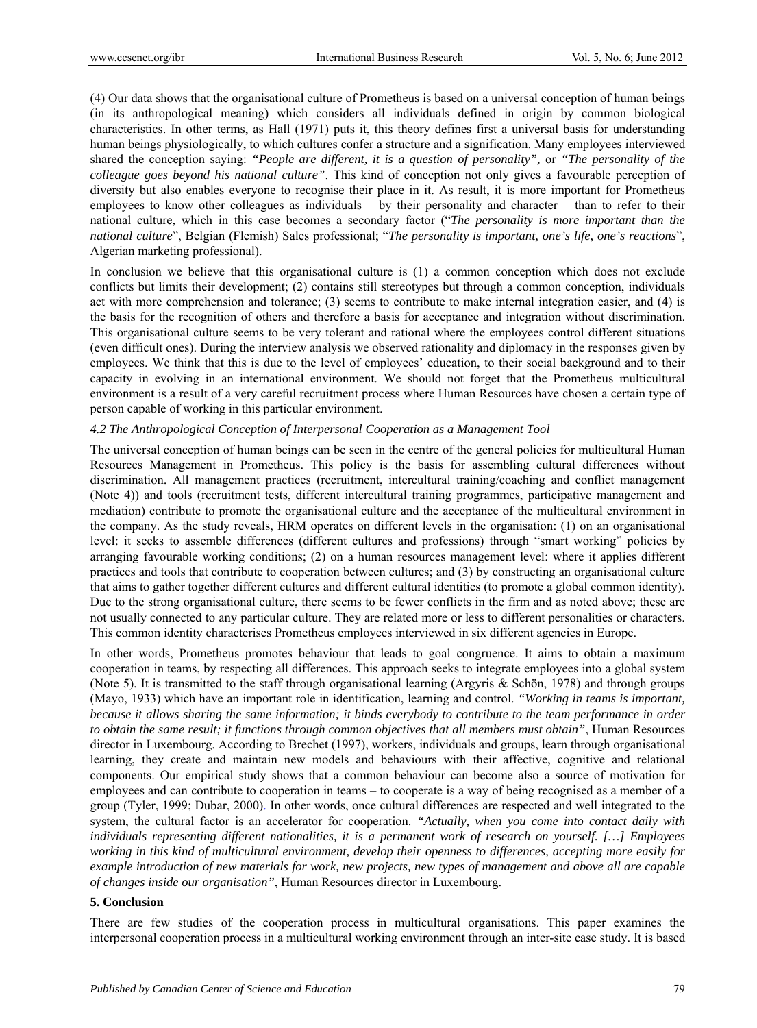(4) Our data shows that the organisational culture of Prometheus is based on a universal conception of human beings (in its anthropological meaning) which considers all individuals defined in origin by common biological characteristics. In other terms, as Hall (1971) puts it, this theory defines first a universal basis for understanding human beings physiologically, to which cultures confer a structure and a signification. Many employees interviewed shared the conception saying: *"People are different, it is a question of personality"*, or *"The personality of the colleague goes beyond his national culture"*. This kind of conception not only gives a favourable perception of diversity but also enables everyone to recognise their place in it. As result, it is more important for Prometheus employees to know other colleagues as individuals – by their personality and character – than to refer to their national culture, which in this case becomes a secondary factor ("*The personality is more important than the national culture*", Belgian (Flemish) Sales professional; "*The personality is important, one's life, one's reactions*", Algerian marketing professional).

In conclusion we believe that this organisational culture is (1) a common conception which does not exclude conflicts but limits their development; (2) contains still stereotypes but through a common conception, individuals act with more comprehension and tolerance; (3) seems to contribute to make internal integration easier, and (4) is the basis for the recognition of others and therefore a basis for acceptance and integration without discrimination. This organisational culture seems to be very tolerant and rational where the employees control different situations (even difficult ones). During the interview analysis we observed rationality and diplomacy in the responses given by employees. We think that this is due to the level of employees' education, to their social background and to their capacity in evolving in an international environment. We should not forget that the Prometheus multicultural environment is a result of a very careful recruitment process where Human Resources have chosen a certain type of person capable of working in this particular environment.

### *4.2 The Anthropological Conception of Interpersonal Cooperation as a Management Tool*

The universal conception of human beings can be seen in the centre of the general policies for multicultural Human Resources Management in Prometheus. This policy is the basis for assembling cultural differences without discrimination. All management practices (recruitment, intercultural training/coaching and conflict management (Note 4)) and tools (recruitment tests, different intercultural training programmes, participative management and mediation) contribute to promote the organisational culture and the acceptance of the multicultural environment in the company. As the study reveals, HRM operates on different levels in the organisation: (1) on an organisational level: it seeks to assemble differences (different cultures and professions) through "smart working" policies by arranging favourable working conditions; (2) on a human resources management level: where it applies different practices and tools that contribute to cooperation between cultures; and (3) by constructing an organisational culture that aims to gather together different cultures and different cultural identities (to promote a global common identity). Due to the strong organisational culture, there seems to be fewer conflicts in the firm and as noted above; these are not usually connected to any particular culture. They are related more or less to different personalities or characters. This common identity characterises Prometheus employees interviewed in six different agencies in Europe.

In other words, Prometheus promotes behaviour that leads to goal congruence. It aims to obtain a maximum cooperation in teams, by respecting all differences. This approach seeks to integrate employees into a global system (Note 5). It is transmitted to the staff through organisational learning (Argyris & Schön, 1978) and through groups (Mayo, 1933) which have an important role in identification, learning and control. *"Working in teams is important, because it allows sharing the same information; it binds everybody to contribute to the team performance in order to obtain the same result; it functions through common objectives that all members must obtain"*, Human Resources director in Luxembourg. According to Brechet (1997), workers, individuals and groups, learn through organisational learning, they create and maintain new models and behaviours with their affective, cognitive and relational components. Our empirical study shows that a common behaviour can become also a source of motivation for employees and can contribute to cooperation in teams – to cooperate is a way of being recognised as a member of a group (Tyler, 1999; Dubar, 2000). In other words, once cultural differences are respected and well integrated to the system, the cultural factor is an accelerator for cooperation. *"Actually, when you come into contact daily with individuals representing different nationalities, it is a permanent work of research on yourself. […] Employees working in this kind of multicultural environment, develop their openness to differences, accepting more easily for example introduction of new materials for work, new projects, new types of management and above all are capable of changes inside our organisation"*, Human Resources director in Luxembourg.

## 5. Conclusion

There are few studies of the cooperation process in multicultural organisations. This paper examines the interpersonal cooperation process in a multicultural working environment through an inter-site case study. It is based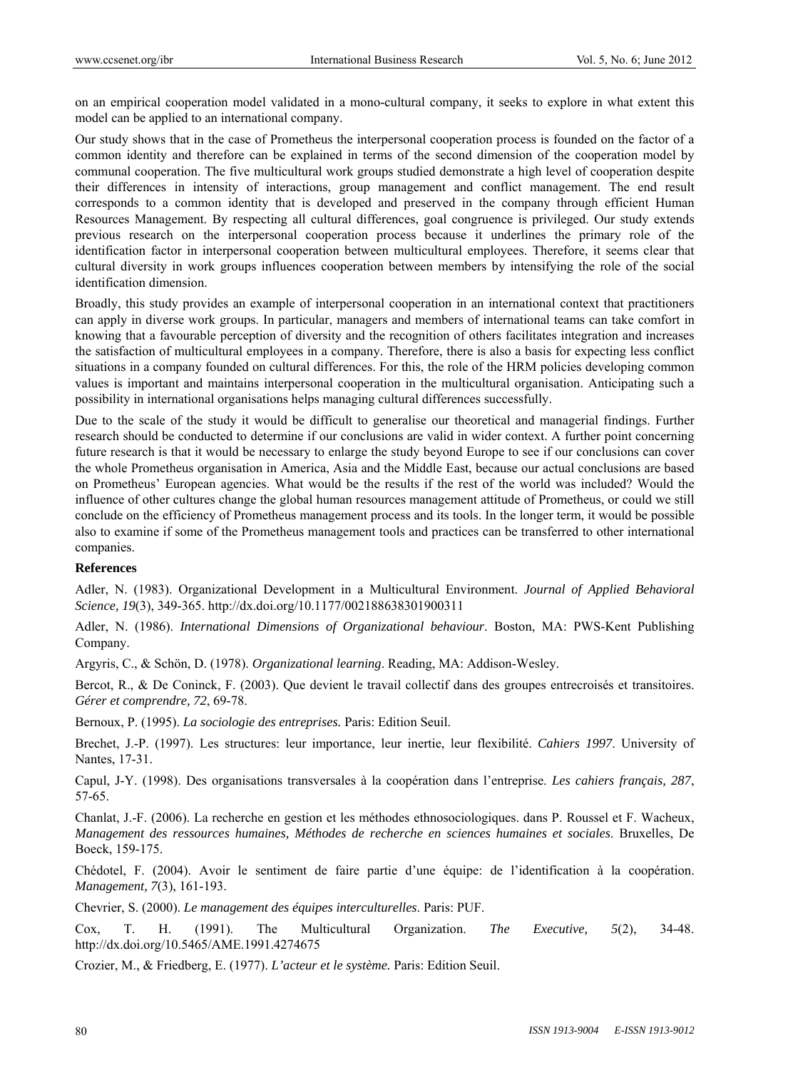on an empirical cooperation model validated in a mono-cultural company, it seeks to explore in what extent this model can be applied to an international company.

Our study shows that in the case of Prometheus the interpersonal cooperation process is founded on the factor of a common identity and therefore can be explained in terms of the second dimension of the cooperation model by communal cooperation. The five multicultural work groups studied demonstrate a high level of cooperation despite their differences in intensity of interactions, group management and conflict management. The end result corresponds to a common identity that is developed and preserved in the company through efficient Human Resources Management. By respecting all cultural differences, goal congruence is privileged. Our study extends previous research on the interpersonal cooperation process because it underlines the primary role of the identification factor in interpersonal cooperation between multicultural employees. Therefore, it seems clear that cultural diversity in work groups influences cooperation between members by intensifying the role of the social identification dimension.

Broadly, this study provides an example of interpersonal cooperation in an international context that practitioners can apply in diverse work groups. In particular, managers and members of international teams can take comfort in knowing that a favourable perception of diversity and the recognition of others facilitates integration and increases the satisfaction of multicultural employees in a company. Therefore, there is also a basis for expecting less conflict situations in a company founded on cultural differences. For this, the role of the HRM policies developing common values is important and maintains interpersonal cooperation in the multicultural organisation. Anticipating such a possibility in international organisations helps managing cultural differences successfully.

Due to the scale of the study it would be difficult to generalise our theoretical and managerial findings. Further research should be conducted to determine if our conclusions are valid in wider context. A further point concerning future research is that it would be necessary to enlarge the study beyond Europe to see if our conclusions can cover the whole Prometheus organisation in America, Asia and the Middle East, because our actual conclusions are based on Prometheus' European agencies. What would be the results if the rest of the world was included? Would the influence of other cultures change the global human resources management attitude of Prometheus, or could we still conclude on the efficiency of Prometheus management process and its tools. In the longer term, it would be possible also to examine if some of the Prometheus management tools and practices can be transferred to other international companies.

## References

Adler, N. (1983). Organizational Development in a Multicultural Environment. *Journal of Applied Behavioral Science, 19*(3), 349-365. http://dx.doi.org/10.1177/002188638301900311

Adler, N. (1986). *International Dimensions of Organizational behaviour*. Boston, MA: PWS-Kent Publishing Company.

Argyris, C., & Schön, D. (1978). *Organizational learning*. Reading, MA: Addison-Wesley.

Bercot, R., & De Coninck, F. (2003). Que devient le travail collectif dans des groupes entrecroisés et transitoires. *Gérer et comprendre, 72*, 69-78.

Bernoux, P. (1995). *La sociologie des entreprises.* Paris: Edition Seuil.

Brechet, J.-P. (1997). Les structures: leur importance, leur inertie, leur flexibilité. *Cahiers 1997*. University of Nantes, 17-31.

Capul, J-Y. (1998). Des organisations transversales à la coopération dans l'entreprise. *Les cahiers français, 287*, 57-65.

Chanlat, J.-F. (2006). La recherche en gestion et les méthodes ethnosociologiques. dans P. Roussel et F. Wacheux, *Management des ressources humaines, Méthodes de recherche en sciences humaines et sociales*. Bruxelles, De Boeck, 159-175.

Chédotel, F. (2004). Avoir le sentiment de faire partie d'une équipe: de l'identification à la coopération. *Management, 7*(3), 161-193.

Chevrier, S. (2000). *Le management des équipes interculturelles*. Paris: PUF.

Cox, T. H. (1991). The Multicultural Organization. *The Executive, 5*(2), 34-48. http://dx.doi.org/10.5465/AME.1991.4274675

Crozier, M., & Friedberg, E. (1977). *L'acteur et le système.* Paris: Edition Seuil.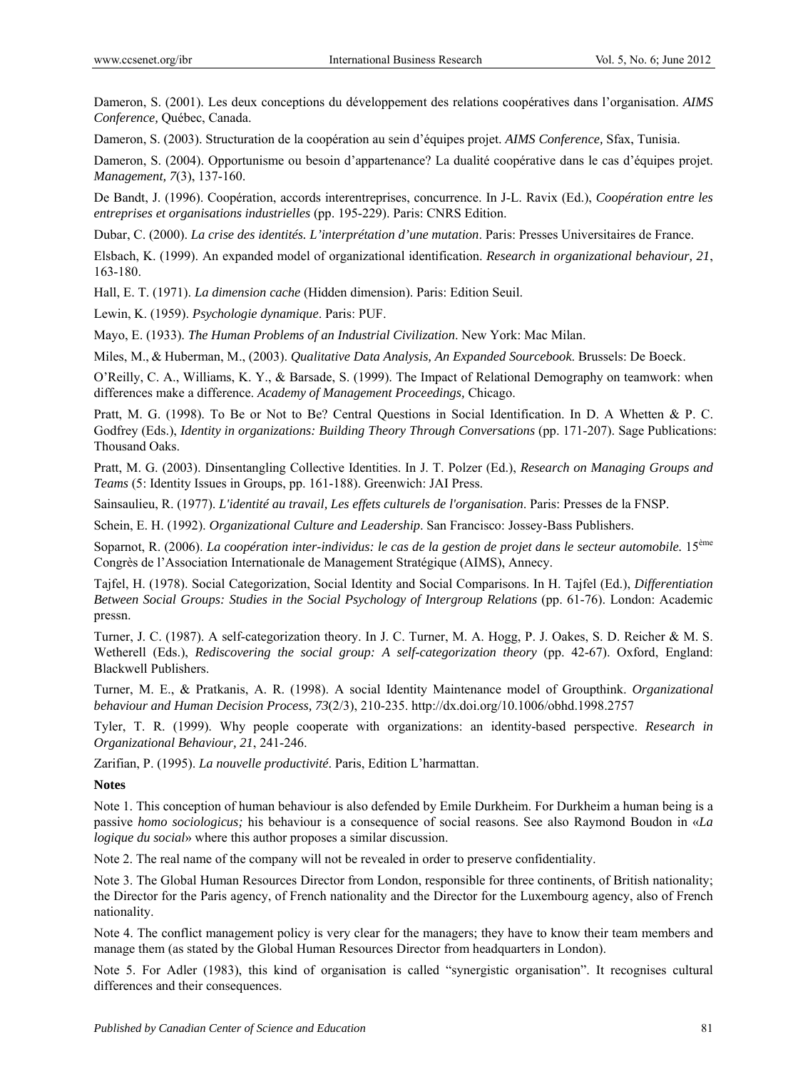Dameron, S. (2001). Les deux conceptions du développement des relations coopératives dans l'organisation. *AIMS Conference,* Québec, Canada.

Dameron, S. (2003). Structuration de la coopération au sein d'équipes projet. *AIMS Conference,* Sfax, Tunisia.

Dameron, S. (2004). Opportunisme ou besoin d'appartenance? La dualité coopérative dans le cas d'équipes projet. *Management, 7*(3), 137-160.

De Bandt, J. (1996). Coopération, accords interentreprises, concurrence. In J-L. Ravix (Ed.), *Coopération entre les entreprises et organisations industrielles* (pp. 195-229). Paris: CNRS Edition.

Dubar, C. (2000). *La crise des identités. L'interprétation d'une mutation*. Paris: Presses Universitaires de France.

Elsbach, K. (1999). An expanded model of organizational identification. *Research in organizational behaviour, 21*, 163-180.

Hall, E. T. (1971). *La dimension cache* (Hidden dimension). Paris: Edition Seuil.

Lewin, K. (1959). *Psychologie dynamique*. Paris: PUF.

Mayo, E. (1933). *The Human Problems of an Industrial Civilization*. New York: Mac Milan.

Miles, M., & Huberman, M., (2003). *Qualitative Data Analysis, An Expanded Sourcebook*. Brussels: De Boeck.

O'Reilly, C. A., Williams, K. Y., & Barsade, S. (1999). The Impact of Relational Demography on teamwork: when differences make a difference. *Academy of Management Proceedings,* Chicago.

Pratt, M. G. (1998). To Be or Not to Be? Central Questions in Social Identification. In D. A Whetten & P. C. Godfrey (Eds.), *Identity in organizations: Building Theory Through Conversations* (pp. 171-207). Sage Publications: Thousand Oaks.

Pratt, M. G. (2003). Dinsentangling Collective Identities. In J. T. Polzer (Ed.), *Research on Managing Groups and Teams* (5: Identity Issues in Groups, pp. 161-188). Greenwich: JAI Press.

Sainsaulieu, R. (1977). *L'identité au travail, Les effets culturels de l'organisation*. Paris: Presses de la FNSP.

Schein, E. H. (1992). *Organizational Culture and Leadership*. San Francisco: Jossey-Bass Publishers.

Soparnot, R. (2006). *La coopération inter-individus: le cas de la gestion de projet dans le secteur automobile.* 15[ème] Congrès de l'Association Internationale de Management Stratégique (AIMS), Annecy.

Tajfel, H. (1978). Social Categorization, Social Identity and Social Comparisons. In H. Tajfel (Ed.), *Differentiation Between Social Groups: Studies in the Social Psychology of Intergroup Relations* (pp. 61-76). London: Academic pressn.

Turner, J. C. (1987). A self-categorization theory. In J. C. Turner, M. A. Hogg, P. J. Oakes, S. D. Reicher & M. S. Wetherell (Eds.), *Rediscovering the social group: A self-categorization theory* (pp. 42-67). Oxford, England: Blackwell Publishers.

Turner, M. E., & Pratkanis, A. R. (1998). A social Identity Maintenance model of Groupthink. *Organizational behaviour and Human Decision Process, 73*(2/3), 210-235. http://dx.doi.org/10.1006/obhd.1998.2757

Tyler, T. R. (1999). Why people cooperate with organizations: an identity-based perspective. *Research in Organizational Behaviour, 21*, 241-246.

Zarifian, P. (1995). *La nouvelle productivité*. Paris, Edition L'harmattan.

**Notes**

Note 1. This conception of human behaviour is also defended by Emile Durkheim. For Durkheim a human being is a passive *homo sociologicus;* his behaviour is a consequence of social reasons. See also Raymond Boudon in «*La logique du social*» where this author proposes a similar discussion.

Note 2. The real name of the company will not be revealed in order to preserve confidentiality.

Note 3. The Global Human Resources Director from London, responsible for three continents, of British nationality; the Director for the Paris agency, of French nationality and the Director for the Luxembourg agency, also of French nationality.

Note 4. The conflict management policy is very clear for the managers; they have to know their team members and manage them (as stated by the Global Human Resources Director from headquarters in London).

Note 5. For Adler (1983), this kind of organisation is called "synergistic organisation". It recognises cultural differences and their consequences.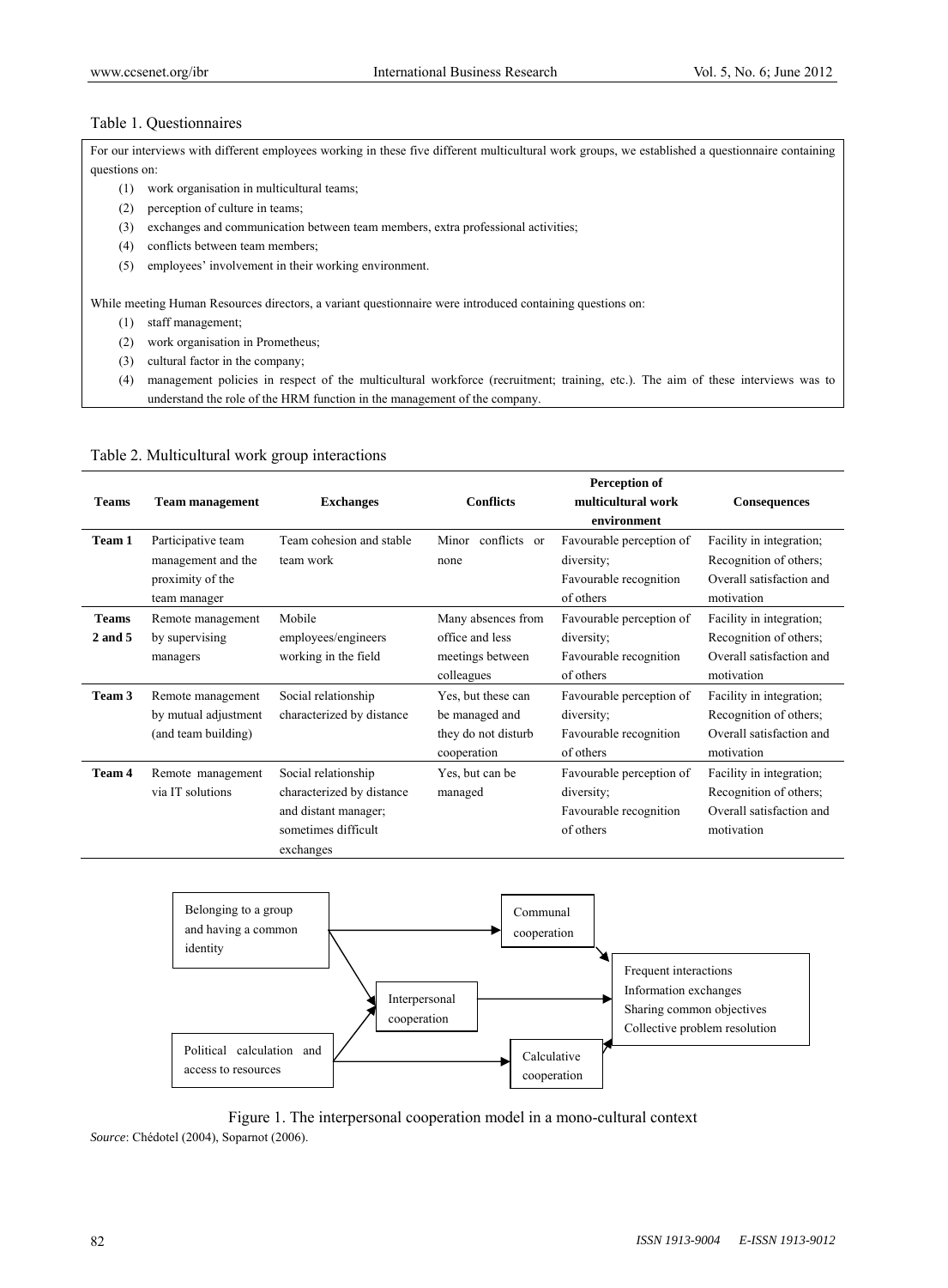Table 1. Questionnaires

| |
|---|
| For our interviews with different employees working in these five different multicultural work groups, we established a questionnaire containing questions on: (1) work organisation in multicultural teams; (2) perception of culture in teams; (3) exchanges and communication between team members, extra professional activities; (4) conflicts between team members; (5) employees' involvement in their working environment. While meeting Human Resources directors, a variant questionnaire were introduced containing questions on: (1) staff management; (2) work organisation in Prometheus; (3) cultural factor in the company; (4) management policies in respect of the multicultural workforce (recruitment; training, etc.). The aim of these interviews was to understand the role of the HRM function in the management of the company. |

Table 2. Multicultural work group interactions

| Teams | Team management | Exchanges | Conflicts | Perception of multicultural work environment | Consequences |
|---|---|---|---|---|---|
| **Team 1** | Participative team management and the proximity of the team manager | Team cohesion and stable team work | Minor conflicts or none | Favourable perception of diversity; Favourable recognition of others | Facility in integration; Recognition of others; Overall satisfaction and motivation |
| **Teams 2 and 5** | Remote management by supervising managers | Mobile employees/engineers working in the field | Many absences from office and less meetings between colleagues | Favourable perception of diversity; Favourable recognition of others | Facility in integration; Recognition of others; Overall satisfaction and motivation |
| **Team 3** | Remote management by mutual adjustment (and team building) | Social relationship characterized by distance | Yes, but these can be managed and they do not disturb cooperation | Favourable perception of diversity; Favourable recognition of others | Facility in integration; Recognition of others; Overall satisfaction and motivation |
| **Team 4** | Remote management via IT solutions | Social relationship characterized by distance and distant manager; sometimes difficult exchanges | Yes, but can be managed | Favourable perception of diversity; Favourable recognition of others | Facility in integration; Recognition of others; Overall satisfaction and motivation |

Belonging to a group and having a common identity

Political calculation and access to resources

Communal cooperation

Interpersonal cooperation

Calculative cooperation

Frequent interactions
Information exchanges
Sharing common objectives
Collective problem resolution

Figure 1. The interpersonal cooperation model in a mono-cultural context

*Source*: Chédotel (2004), Soparnot (2006).